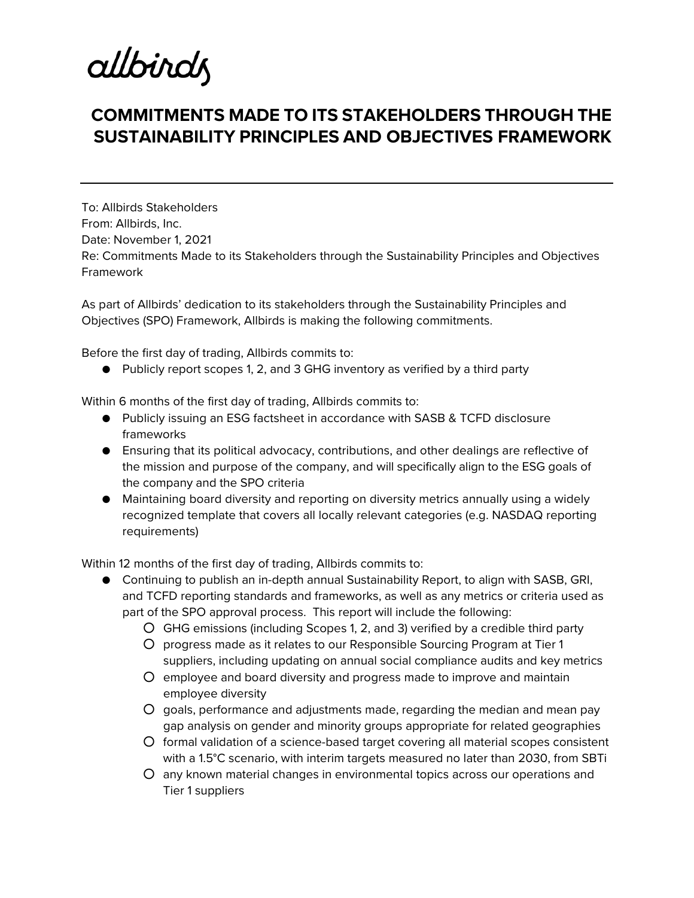allbirds

# COMMITMENTS MADE TO ITS STAKEHOLDERS THROUGH THE SUSTAINABILITY PRINCIPLES AND OBJECTIVES FRAMEWORK

---

To: Allbirds Stakeholders
From: Allbirds, Inc.
Date: November 1, 2021
Re: Commitments Made to its Stakeholders through the Sustainability Principles and Objectives Framework

As part of Allbirds' dedication to its stakeholders through the Sustainability Principles and Objectives (SPO) Framework, Allbirds is making the following commitments.

Before the first day of trading, Allbirds commits to:

- Publicly report scopes 1, 2, and 3 GHG inventory as verified by a third party

Within 6 months of the first day of trading, Allbirds commits to:

- Publicly issuing an ESG factsheet in accordance with SASB & TCFD disclosure frameworks
- Ensuring that its political advocacy, contributions, and other dealings are reflective of the mission and purpose of the company, and will specifically align to the ESG goals of the company and the SPO criteria
- Maintaining board diversity and reporting on diversity metrics annually using a widely recognized template that covers all locally relevant categories (e.g. NASDAQ reporting requirements)

Within 12 months of the first day of trading, Allbirds commits to:

- Continuing to publish an in-depth annual Sustainability Report, to align with SASB, GRI, and TCFD reporting standards and frameworks, as well as any metrics or criteria used as part of the SPO approval process. This report will include the following:
  - GHG emissions (including Scopes 1, 2, and 3) verified by a credible third party
  - progress made as it relates to our Responsible Sourcing Program at Tier 1 suppliers, including updating on annual social compliance audits and key metrics
  - employee and board diversity and progress made to improve and maintain employee diversity
  - goals, performance and adjustments made, regarding the median and mean pay gap analysis on gender and minority groups appropriate for related geographies
  - formal validation of a science-based target covering all material scopes consistent with a 1.5°C scenario, with interim targets measured no later than 2030, from SBTi
  - any known material changes in environmental topics across our operations and Tier 1 suppliers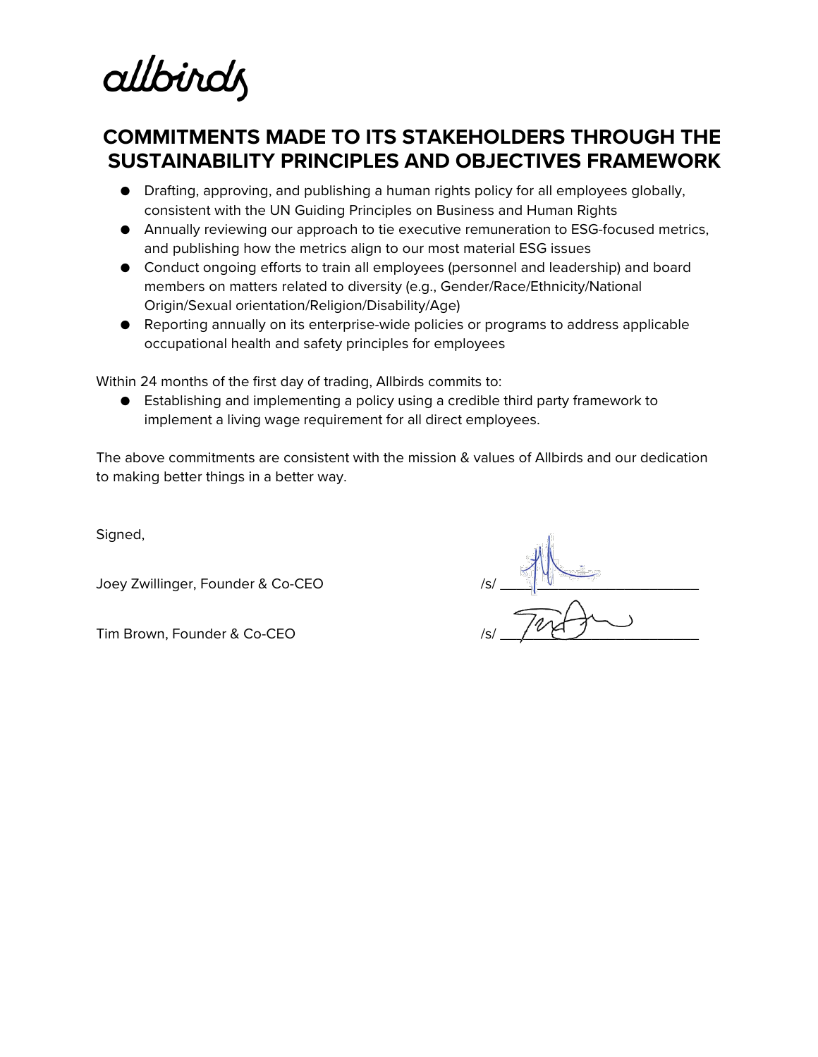allbirds

# COMMITMENTS MADE TO ITS STAKEHOLDERS THROUGH THE SUSTAINABILITY PRINCIPLES AND OBJECTIVES FRAMEWORK

- Drafting, approving, and publishing a human rights policy for all employees globally, consistent with the UN Guiding Principles on Business and Human Rights
- Annually reviewing our approach to tie executive remuneration to ESG-focused metrics, and publishing how the metrics align to our most material ESG issues
- Conduct ongoing efforts to train all employees (personnel and leadership) and board members on matters related to diversity (e.g., Gender/Race/Ethnicity/National Origin/Sexual orientation/Religion/Disability/Age)
- Reporting annually on its enterprise-wide policies or programs to address applicable occupational health and safety principles for employees

Within 24 months of the first day of trading, Allbirds commits to:

- Establishing and implementing a policy using a credible third party framework to implement a living wage requirement for all direct employees.

The above commitments are consistent with the mission & values of Allbirds and our dedication to making better things in a better way.

Signed,

Joey Zwillinger, Founder & Co-CEO /s/ ____________________

Tim Brown, Founder & Co-CEO /s/ ____________________